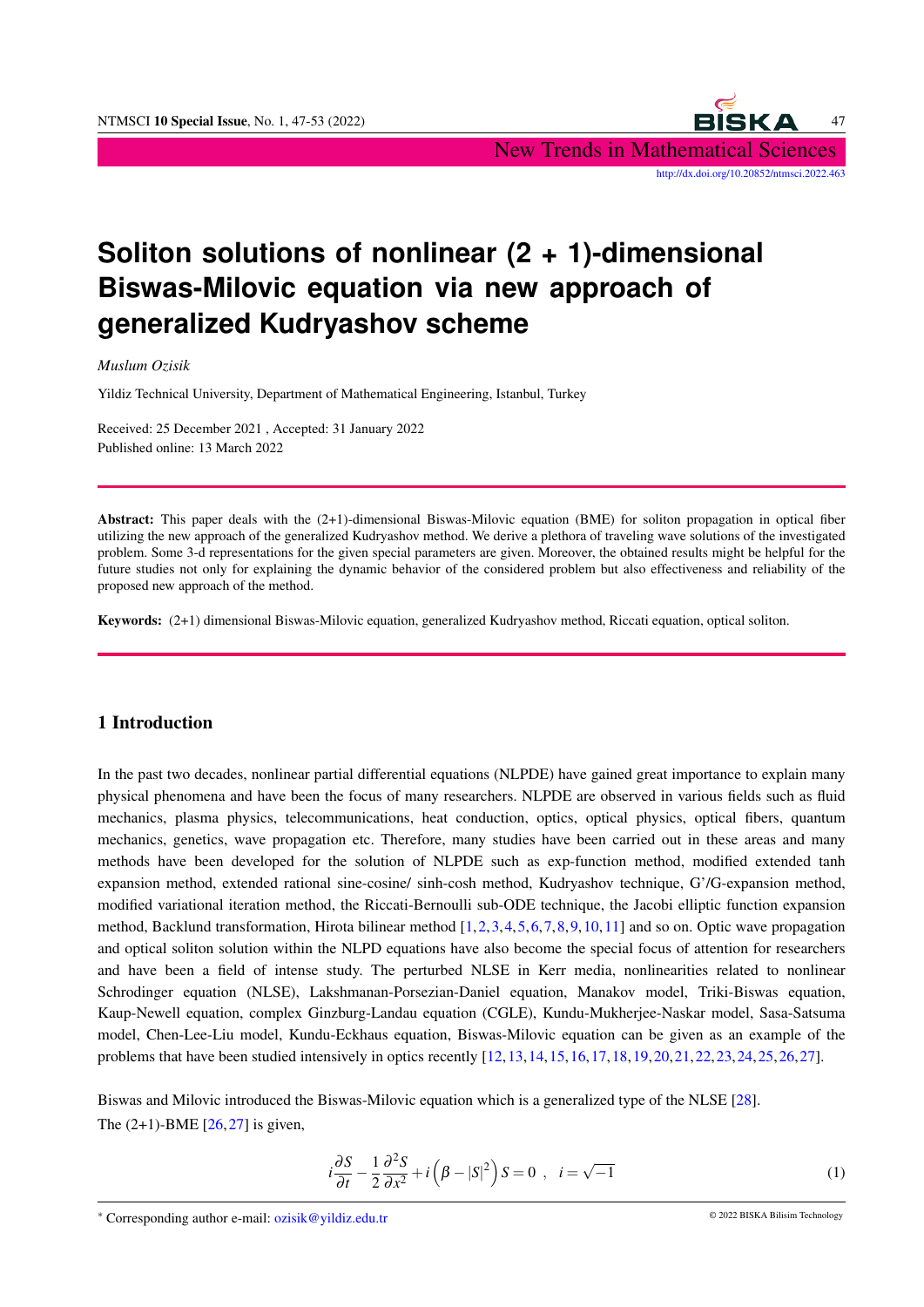# Soliton solutions of nonlinear (2 + 1)-dimensional Biswas-Milovic equation via new approach of generalized Kudryashov scheme

*Muslum Ozisik*

Yildiz Technical University, Department of Mathematical Engineering, Istanbul, Turkey

Received: 25 December 2021 , Accepted: 31 January 2022
Published online: 13 March 2022

**Abstract:** This paper deals with the (2+1)-dimensional Biswas-Milovic equation (BME) for soliton propagation in optical fiber utilizing the new approach of the generalized Kudryashov method. We derive a plethora of traveling wave solutions of the investigated problem. Some 3-d representations for the given special parameters are given. Moreover, the obtained results might be helpful for the future studies not only for explaining the dynamic behavior of the considered problem but also effectiveness and reliability of the proposed new approach of the method.

**Keywords:** (2+1) dimensional Biswas-Milovic equation, generalized Kudryashov method, Riccati equation, optical soliton.

## 1 Introduction

In the past two decades, nonlinear partial differential equations (NLPDE) have gained great importance to explain many physical phenomena and have been the focus of many researchers. NLPDE are observed in various fields such as fluid mechanics, plasma physics, telecommunications, heat conduction, optics, optical physics, optical fibers, quantum mechanics, genetics, wave propagation etc. Therefore, many studies have been carried out in these areas and many methods have been developed for the solution of NLPDE such as exp-function method, modified extended tanh expansion method, extended rational sine-cosine/ sinh-cosh method, Kudryashov technique, G'/G-expansion method, modified variational iteration method, the Riccati-Bernoulli sub-ODE technique, the Jacobi elliptic function expansion method, Backlund transformation, Hirota bilinear method [1,2,3,4,5,6,7,8,9,10,11] and so on. Optic wave propagation and optical soliton solution within the NLPD equations have also become the special focus of attention for researchers and have been a field of intense study. The perturbed NLSE in Kerr media, nonlinearities related to nonlinear Schrodinger equation (NLSE), Lakshmanan-Porsezian-Daniel equation, Manakov model, Triki-Biswas equation, Kaup-Newell equation, complex Ginzburg-Landau equation (CGLE), Kundu-Mukherjee-Naskar model, Sasa-Satsuma model, Chen-Lee-Liu model, Kundu-Eckhaus equation, Biswas-Milovic equation can be given as an example of the problems that have been studied intensively in optics recently [12,13,14,15,16,17,18,19,20,21,22,23,24,25,26,27].

Biswas and Milovic introduced the Biswas-Milovic equation which is a generalized type of the NLSE [28].
The (2+1)-BME [26,27] is given,

$$i\frac{\partial S}{\partial t} - \frac{1}{2}\frac{\partial^2 S}{\partial x^2} + i\left(\beta - |S|^2\right)S = 0\ ,\quad i = \sqrt{-1} \tag{1}$$

* Corresponding author e-mail: ozisik@yildiz.edu.tr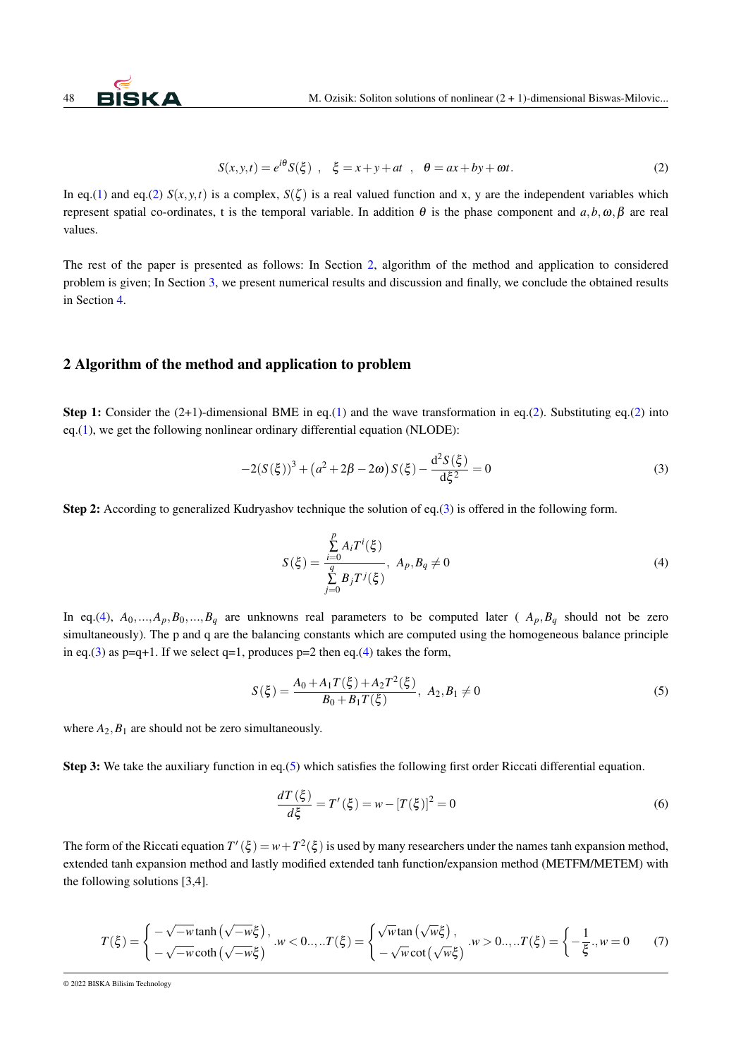$$S(x,y,t)=e^{i\theta}S(\xi)\ ,\quad \xi=x+y+at\ ,\quad \theta=ax+by+\omega t. \tag{2}$$

In eq.(1) and eq.(2) $S(x,y,t)$ is a complex, $S(\zeta)$ is a real valued function and x, y are the independent variables which represent spatial co-ordinates, t is the temporal variable. In addition $\theta$ is the phase component and $a,b,\omega,\beta$ are real values.

The rest of the paper is presented as follows: In Section 2, algorithm of the method and application to considered problem is given; In Section 3, we present numerical results and discussion and finally, we conclude the obtained results in Section 4.

## 2 Algorithm of the method and application to problem

**Step 1:** Consider the (2+1)-dimensional BME in eq.(1) and the wave transformation in eq.(2). Substituting eq.(2) into eq.(1), we get the following nonlinear ordinary differential equation (NLODE):

$$-2(S(\xi))^3+\left(a^2+2\beta-2\omega\right)S(\xi)-\frac{d^2S(\xi)}{d\xi^2}=0 \tag{3}$$

**Step 2:** According to generalized Kudryashov technique the solution of eq.(3) is offered in the following form.

$$S(\xi)=\frac{\sum\limits_{i=0}^{p}A_iT^i(\xi)}{\sum\limits_{j=0}^{q}B_jT^j(\xi)},\ A_p,B_q\neq 0 \tag{4}$$

In eq.(4), $A_0,...,A_p,B_0,...,B_q$ are unknowns real parameters to be computed later ( $A_p,B_q$ should not be zero simultaneously). The p and q are the balancing constants which are computed using the homogeneous balance principle in eq.(3) as p=q+1. If we select q=1, produces p=2 then eq.(4) takes the form,

$$S(\xi)=\frac{A_0+A_1T(\xi)+A_2T^2(\xi)}{B_0+B_1T(\xi)},\ A_2,B_1\neq 0 \tag{5}$$

where $A_2,B_1$ are should not be zero simultaneously.

**Step 3:** We take the auxiliary function in eq.(5) which satisfies the following first order Riccati differential equation.

$$\frac{dT(\xi)}{d\xi}=T'(\xi)=w-[T(\xi)]^2=0 \tag{6}$$

The form of the Riccati equation $T'(\xi)=w+T^2(\xi)$ is used by many researchers under the names tanh expansion method, extended tanh expansion method and lastly modified extended tanh function/expansion method (METFM/METEM) with the following solutions [3,4].

$$T(\xi)=\begin{cases}-\sqrt{-w}\tanh\left(\sqrt{-w}\xi\right),\\ -\sqrt{-w}\coth\left(\sqrt{-w}\xi\right)\end{cases}.w<0..,..T(\xi)=\begin{cases}\sqrt{w}\tan\left(\sqrt{w}\xi\right),\\ -\sqrt{w}\cot\left(\sqrt{w}\xi\right)\end{cases}.w>0..,..T(\xi)=\begin{cases}-\frac{1}{\xi}.,w=0\end{cases} \tag{7}$$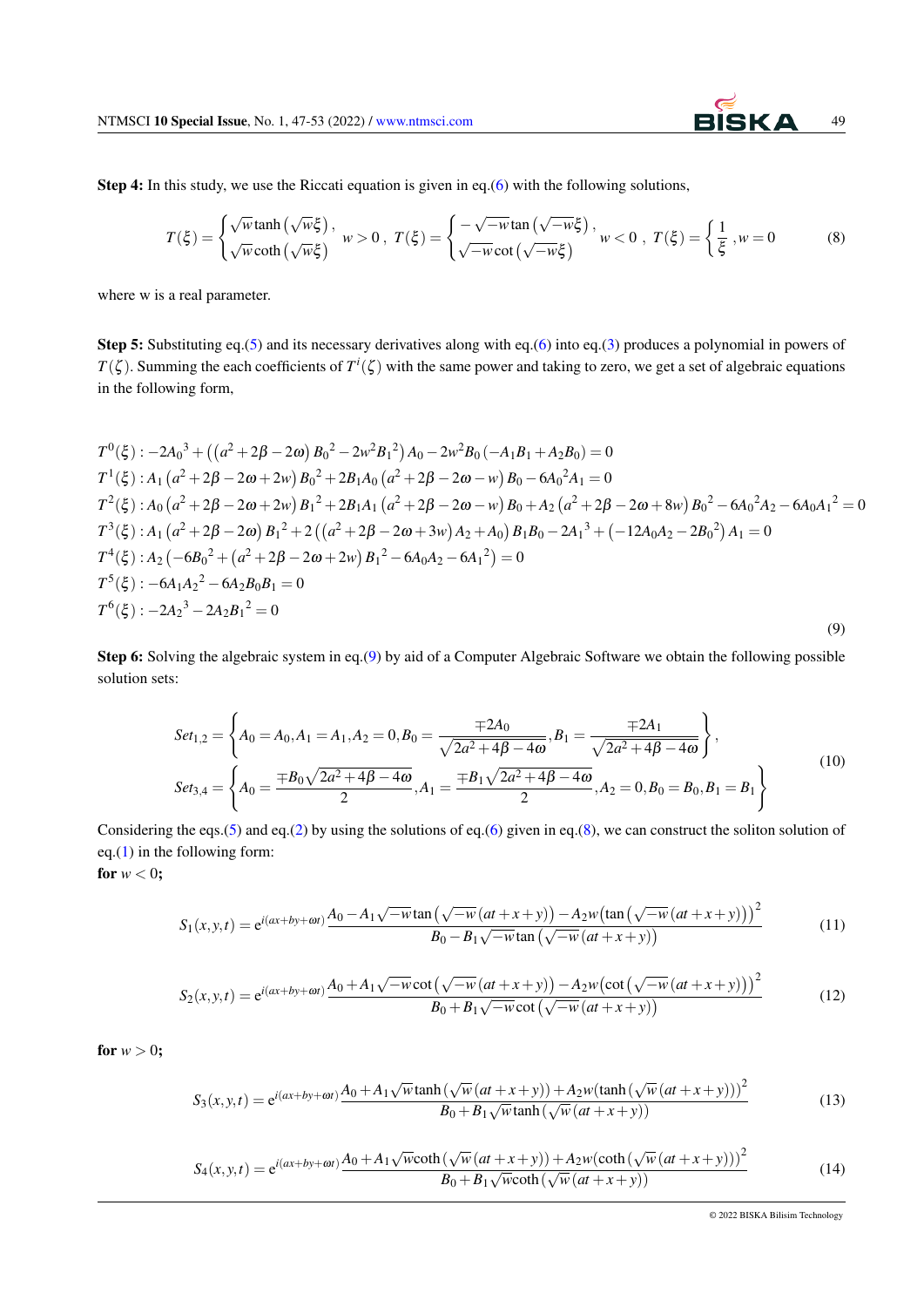**Step 4:** In this study, we use the Riccati equation is given in eq.(6) with the following solutions,

$$T(\xi)=\begin{cases}\sqrt{w}\tanh\left(\sqrt{w}\xi\right),\\ \sqrt{w}\coth\left(\sqrt{w}\xi\right)\end{cases} w>0\,,\ T(\xi)=\begin{cases}-\sqrt{-w}\tan\left(\sqrt{-w}\xi\right),\\ \sqrt{-w}\cot\left(\sqrt{-w}\xi\right)\end{cases} w<0\,,\ T(\xi)=\left\{\frac{1}{\xi}\right.,w=0 \tag{8}$$

where w is a real parameter.

**Step 5:** Substituting eq.(5) and its necessary derivatives along with eq.(6) into eq.(3) produces a polynomial in powers of $T(\zeta)$. Summing the each coefficients of $T^{i}(\zeta)$ with the same power and taking to zero, we get a set of algebraic equations in the following form,

$$\begin{aligned}
&T^{0}(\xi): -2A_0{}^3+\left(\left(a^2+2\beta-2\omega\right)B_0{}^2-2w^2B_1{}^2\right)A_0-2w^2B_0\left(-A_1B_1+A_2B_0\right)=0\\
&T^{1}(\xi): A_1\left(a^2+2\beta-2\omega+2w\right)B_0{}^2+2B_1A_0\left(a^2+2\beta-2\omega-w\right)B_0-6A_0{}^2A_1=0\\
&T^{2}(\xi): A_0\left(a^2+2\beta-2\omega+2w\right)B_1{}^2+2B_1A_1\left(a^2+2\beta-2\omega-w\right)B_0+A_2\left(a^2+2\beta-2\omega+8w\right)B_0{}^2-6A_0{}^2A_2-6A_0A_1{}^2=0\\
&T^{3}(\xi): A_1\left(a^2+2\beta-2\omega\right)B_1{}^2+2\left(\left(a^2+2\beta-2\omega+3w\right)A_2+A_0\right)B_1B_0-2A_1{}^3+\left(-12A_0A_2-2B_0{}^2\right)A_1=0\\
&T^{4}(\xi): A_2\left(-6B_0{}^2+\left(a^2+2\beta-2\omega+2w\right)B_1{}^2-6A_0A_2-6A_1{}^2\right)=0\\
&T^{5}(\xi): -6A_1A_2{}^2-6A_2B_0B_1=0\\
&T^{6}(\xi): -2A_2{}^3-2A_2B_1{}^2=0
\end{aligned} \tag{9}$$

**Step 6:** Solving the algebraic system in eq.(9) by aid of a Computer Algebraic Software we obtain the following possible solution sets:

$$\begin{aligned}
&Set_{1,2}=\left\{A_0=A_0,A_1=A_1,A_2=0,B_0=\frac{\mp 2A_0}{\sqrt{2a^2+4\beta-4\omega}},B_1=\frac{\mp 2A_1}{\sqrt{2a^2+4\beta-4\omega}}\right\},\\
&Set_{3,4}=\left\{A_0=\frac{\mp B_0\sqrt{2a^2+4\beta-4\omega}}{2},A_1=\frac{\mp B_1\sqrt{2a^2+4\beta-4\omega}}{2},A_2=0,B_0=B_0,B_1=B_1\right\}
\end{aligned} \tag{10}$$

Considering the eqs.(5) and eq.(2) by using the solutions of eq.(6) given in eq.(8), we can construct the soliton solution of eq.(1) in the following form:

**for $w<0$;**

$$S_1(x,y,t)=e^{i(ax+by+\omega t)}\frac{A_0-A_1\sqrt{-w}\tan\left(\sqrt{-w}\left(at+x+y\right)\right)-A_2w\left(\tan\left(\sqrt{-w}\left(at+x+y\right)\right)\right)^2}{B_0-B_1\sqrt{-w}\tan\left(\sqrt{-w}\left(at+x+y\right)\right)} \tag{11}$$

$$S_2(x,y,t)=e^{i(ax+by+\omega t)}\frac{A_0+A_1\sqrt{-w}\cot\left(\sqrt{-w}\left(at+x+y\right)\right)-A_2w\left(\cot\left(\sqrt{-w}\left(at+x+y\right)\right)\right)^2}{B_0+B_1\sqrt{-w}\cot\left(\sqrt{-w}\left(at+x+y\right)\right)} \tag{12}$$

**for $w>0$;**

$$S_3(x,y,t)=e^{i(ax+by+\omega t)}\frac{A_0+A_1\sqrt{w}\tanh\left(\sqrt{w}\left(at+x+y\right)\right)+A_2w\left(\tanh\left(\sqrt{w}\left(at+x+y\right)\right)\right)^2}{B_0+B_1\sqrt{w}\tanh\left(\sqrt{w}\left(at+x+y\right)\right)} \tag{13}$$

$$S_4(x,y,t)=e^{i(ax+by+\omega t)}\frac{A_0+A_1\sqrt{w}\coth\left(\sqrt{w}\left(at+x+y\right)\right)+A_2w\left(\coth\left(\sqrt{w}\left(at+x+y\right)\right)\right)^2}{B_0+B_1\sqrt{w}\coth\left(\sqrt{w}\left(at+x+y\right)\right)} \tag{14}$$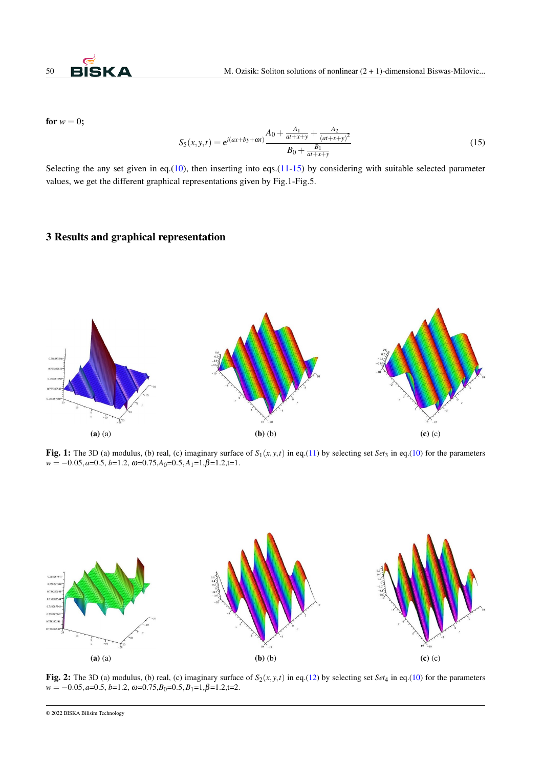for $w = 0$;

$$S_5(x,y,t) = \mathrm{e}^{i(ax+by+\omega t)} \frac{A_0 + \frac{A_1}{at+x+y} + \frac{A_2}{(at+x+y)^2}}{B_0 + \frac{B_1}{at+x+y}} \tag{15}$$

Selecting the any set given in eq.(10), then inserting into eqs.(11-15) by considering with suitable selected parameter values, we get the different graphical representations given by Fig.1-Fig.5.

## 3 Results and graphical representation

**(a)** (a) **(b)** (b) **(c)** (c)

**Fig. 1:** The 3D (a) modulus, (b) real, (c) imaginary surface of $S_1(x,y,t)$ in eq.(11) by selecting set $Set_3$ in eq.(10) for the parameters $w = -0.05, a$=0.5, $b$=1.2, $\omega$=0.75,$A_0$=0.5,$A_1$=1,$\beta$=1.2,t=1.

**(a)** (a) **(b)** (b) **(c)** (c)

**Fig. 2:** The 3D (a) modulus, (b) real, (c) imaginary surface of $S_2(x,y,t)$ in eq.(12) by selecting set $Set_4$ in eq.(10) for the parameters $w = -0.05, a$=0.5, $b$=1.2, $\omega$=0.75,$B_0$=0.5,$B_1$=1,$\beta$=1.2,t=2.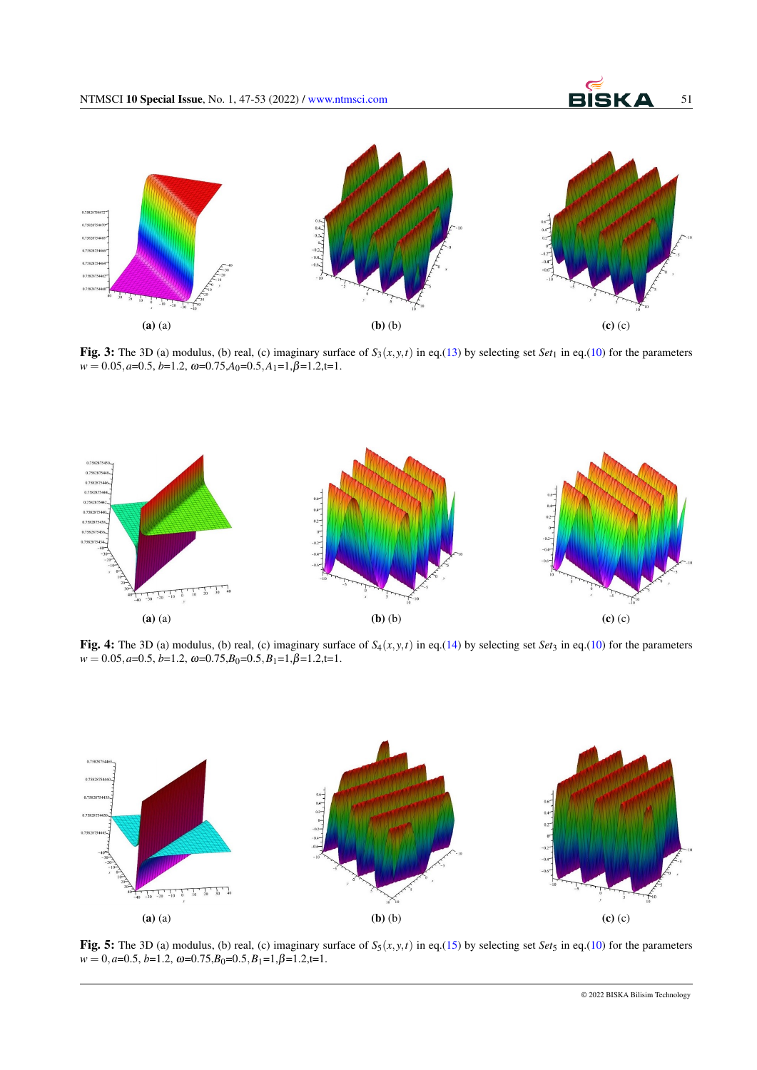**(a)** (a)

**(b)** (b)

**(c)** (c)

**Fig. 3:** The 3D (a) modulus, (b) real, (c) imaginary surface of $S_3(x,y,t)$ in eq.(13) by selecting set $Set_1$ in eq.(10) for the parameters $w = 0.05, a$=0.5, $b$=1.2, $\omega$=0.75,$A_0$=0.5,$A_1$=1,$\beta$=1.2,t=1.

**(a)** (a)

**(b)** (b)

**(c)** (c)

**Fig. 4:** The 3D (a) modulus, (b) real, (c) imaginary surface of $S_4(x,y,t)$ in eq.(14) by selecting set $Set_3$ in eq.(10) for the parameters $w = 0.05, a$=0.5, $b$=1.2, $\omega$=0.75,$B_0$=0.5,$B_1$=1,$\beta$=1.2,t=1.

**(a)** (a)

**(b)** (b)

**(c)** (c)

**Fig. 5:** The 3D (a) modulus, (b) real, (c) imaginary surface of $S_5(x,y,t)$ in eq.(15) by selecting set $Set_5$ in eq.(10) for the parameters $w = 0, a$=0.5, $b$=1.2, $\omega$=0.75,$B_0$=0.5,$B_1$=1,$\beta$=1.2,t=1.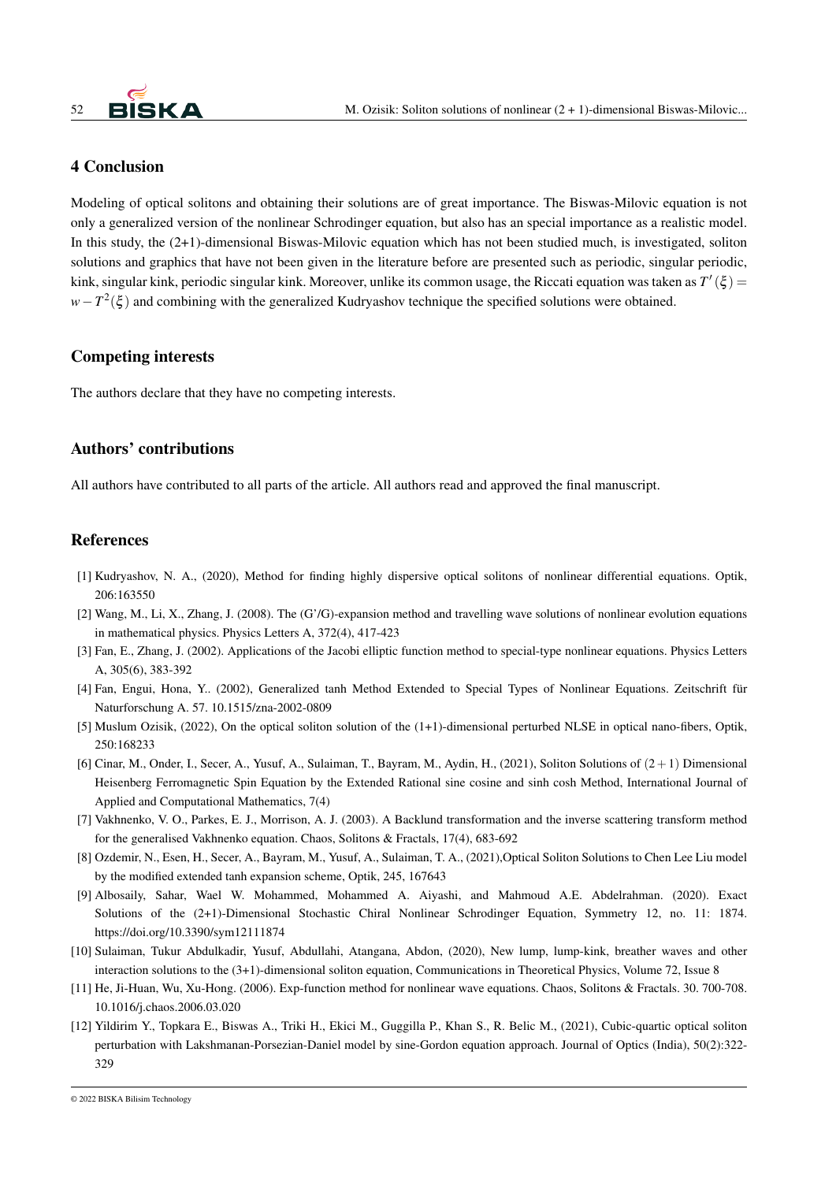## 4 Conclusion

Modeling of optical solitons and obtaining their solutions are of great importance. The Biswas-Milovic equation is not only a generalized version of the nonlinear Schrodinger equation, but also has an special importance as a realistic model. In this study, the (2+1)-dimensional Biswas-Milovic equation which has not been studied much, is investigated, soliton solutions and graphics that have not been given in the literature before are presented such as periodic, singular periodic, kink, singular kink, periodic singular kink. Moreover, unlike its common usage, the Riccati equation was taken as $T'(\xi) = w - T^2(\xi)$ and combining with the generalized Kudryashov technique the specified solutions were obtained.

## Competing interests

The authors declare that they have no competing interests.

## Authors' contributions

All authors have contributed to all parts of the article. All authors read and approved the final manuscript.

## References

[1] Kudryashov, N. A., (2020), Method for finding highly dispersive optical solitons of nonlinear differential equations. Optik, 206:163550

[2] Wang, M., Li, X., Zhang, J. (2008). The (G'/G)-expansion method and travelling wave solutions of nonlinear evolution equations in mathematical physics. Physics Letters A, 372(4), 417-423

[3] Fan, E., Zhang, J. (2002). Applications of the Jacobi elliptic function method to special-type nonlinear equations. Physics Letters A, 305(6), 383-392

[4] Fan, Engui, Hona, Y.. (2002), Generalized tanh Method Extended to Special Types of Nonlinear Equations. Zeitschrift für Naturforschung A. 57. 10.1515/zna-2002-0809

[5] Muslum Ozisik, (2022), On the optical soliton solution of the (1+1)-dimensional perturbed NLSE in optical nano-fibers, Optik, 250:168233

[6] Cinar, M., Onder, I., Secer, A., Yusuf, A., Sulaiman, T., Bayram, M., Aydin, H., (2021), Soliton Solutions of $(2+1)$ Dimensional Heisenberg Ferromagnetic Spin Equation by the Extended Rational sine cosine and sinh cosh Method, International Journal of Applied and Computational Mathematics, 7(4)

[7] Vakhnenko, V. O., Parkes, E. J., Morrison, A. J. (2003). A Backlund transformation and the inverse scattering transform method for the generalised Vakhnenko equation. Chaos, Solitons & Fractals, 17(4), 683-692

[8] Ozdemir, N., Esen, H., Secer, A., Bayram, M., Yusuf, A., Sulaiman, T. A., (2021),Optical Soliton Solutions to Chen Lee Liu model by the modified extended tanh expansion scheme, Optik, 245, 167643

[9] Albosaily, Sahar, Wael W. Mohammed, Mohammed A. Aiyashi, and Mahmoud A.E. Abdelrahman. (2020). Exact Solutions of the (2+1)-Dimensional Stochastic Chiral Nonlinear Schrodinger Equation, Symmetry 12, no. 11: 1874. https://doi.org/10.3390/sym12111874

[10] Sulaiman, Tukur Abdulkadir, Yusuf, Abdullahi, Atangana, Abdon, (2020), New lump, lump-kink, breather waves and other interaction solutions to the (3+1)-dimensional soliton equation, Communications in Theoretical Physics, Volume 72, Issue 8

[11] He, Ji-Huan, Wu, Xu-Hong. (2006). Exp-function method for nonlinear wave equations. Chaos, Solitons & Fractals. 30. 700-708. 10.1016/j.chaos.2006.03.020

[12] Yildirim Y., Topkara E., Biswas A., Triki H., Ekici M., Guggilla P., Khan S., R. Belic M., (2021), Cubic-quartic optical soliton perturbation with Lakshmanan-Porsezian-Daniel model by sine-Gordon equation approach. Journal of Optics (India), 50(2):322-329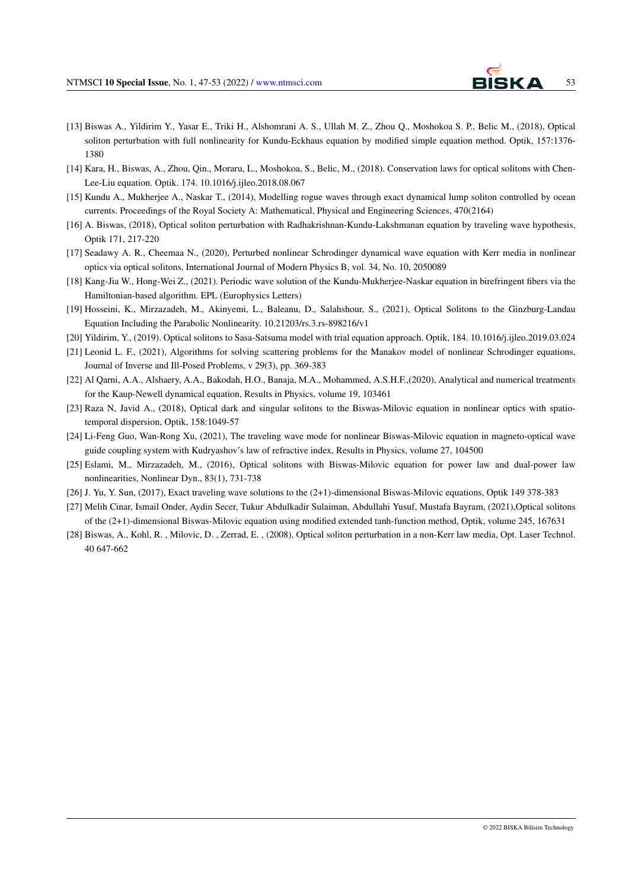[13] Biswas A., Yildirim Y., Yasar E., Triki H., Alshomrani A. S., Ullah M. Z., Zhou Q., Moshokoa S. P., Belic M., (2018), Optical soliton perturbation with full nonlinearity for Kundu-Eckhaus equation by modified simple equation method. Optik, 157:1376-1380

[14] Kara, H., Biswas, A., Zhou, Qin., Moraru, L., Moshokoa, S., Belic, M., (2018). Conservation laws for optical solitons with Chen-Lee-Liu equation. Optik. 174. 10.1016/j.ijleo.2018.08.067

[15] Kundu A., Mukherjee A., Naskar T., (2014), Modelling rogue waves through exact dynamical lump soliton controlled by ocean currents. Proceedings of the Royal Society A: Mathematical, Physical and Engineering Sciences, 470(2164)

[16] A. Biswas, (2018), Optical soliton perturbation with Radhakrishnan-Kundu-Lakshmanan equation by traveling wave hypothesis, Optik 171, 217-220

[17] Seadawy A. R., Cheemaa N., (2020), Perturbed nonlinear Schrodinger dynamical wave equation with Kerr media in nonlinear optics via optical solitons, International Journal of Modern Physics B, vol. 34, No. 10, 2050089

[18] Kang-Jia W., Hong-Wei Z., (2021). Periodic wave solution of the Kundu-Mukherjee-Naskar equation in birefringent fibers via the Hamiltonian-based algorithm. EPL (Europhysics Letters)

[19] Hosseini, K., Mirzazadeh, M., Akinyemi, L., Baleanu, D., Salahshour, S., (2021), Optical Solitons to the Ginzburg-Landau Equation Including the Parabolic Nonlinearity. 10.21203/rs.3.rs-898216/v1

[20] Yildirim, Y., (2019). Optical solitons to Sasa-Satsuma model with trial equation approach. Optik, 184. 10.1016/j.ijleo.2019.03.024

[21] Leonid L. F., (2021), Algorithms for solving scattering problems for the Manakov model of nonlinear Schrodinger equations, Journal of Inverse and Ill-Posed Problems, v 29(3), pp. 369-383

[22] Al Qarni, A.A., Alshaery, A.A., Bakodah, H.O., Banaja, M.A., Mohammed, A.S.H.F.,(2020), Analytical and numerical treatments for the Kaup-Newell dynamical equation, Results in Physics, volume 19, 103461

[23] Raza N, Javid A., (2018), Optical dark and singular solitons to the Biswas-Milovic equation in nonlinear optics with spatio-temporal dispersion, Optik, 158:1049-57

[24] Li-Feng Guo, Wan-Rong Xu, (2021), The traveling wave mode for nonlinear Biswas-Milovic equation in magneto-optical wave guide coupling system with Kudryashov's law of refractive index, Results in Physics, volume 27, 104500

[25] Eslami, M., Mirzazadeh, M., (2016), Optical solitons with Biswas-Milovic equation for power law and dual-power law nonlinearities, Nonlinear Dyn., 83(1), 731-738

[26] J. Yu, Y. Sun, (2017), Exact traveling wave solutions to the (2+1)-dimensional Biswas-Milovic equations, Optik 149 378-383

[27] Melih Cinar, Ismail Onder, Aydin Secer, Tukur Abdulkadir Sulaiman, Abdullahi Yusuf, Mustafa Bayram, (2021),Optical solitons of the (2+1)-dimensional Biswas-Milovic equation using modified extended tanh-function method, Optik, volume 245, 167631

[28] Biswas, A., Kohl, R. , Milovic, D. , Zerrad, E. , (2008), Optical soliton perturbation in a non-Kerr law media, Opt. Laser Technol. 40 647-662